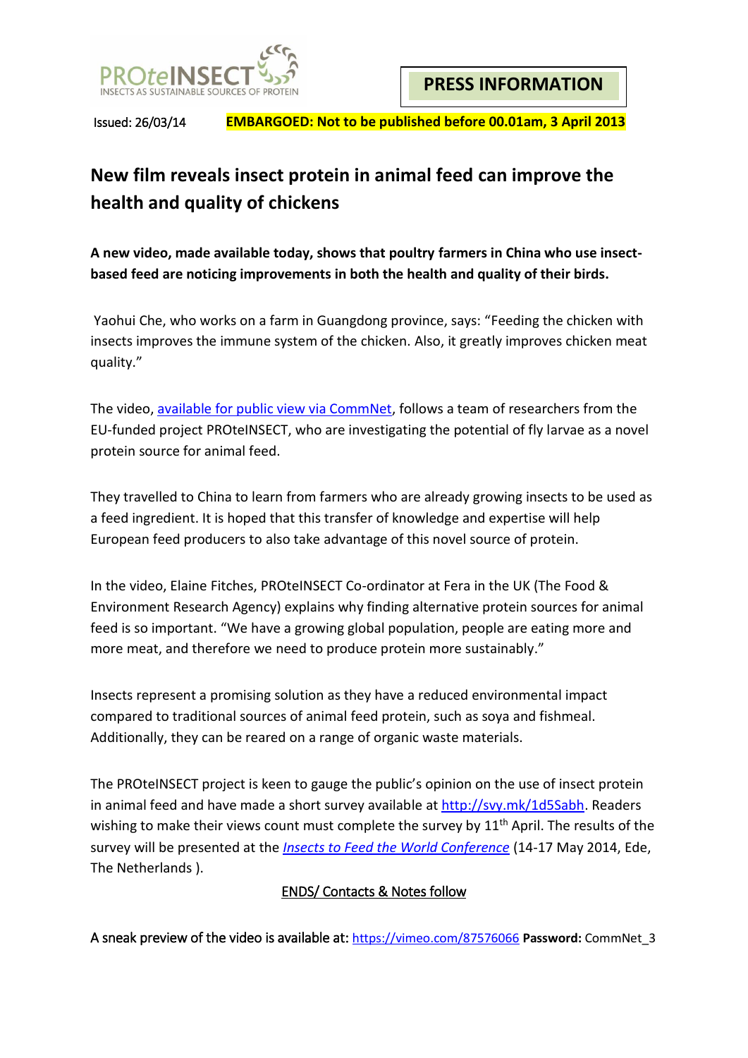PROteINSECT
INSECTS AS SUSTAINABLE SOURCES OF PROTEIN

**PRESS INFORMATION**

Issued: 26/03/14 **EMBARGOED: Not to be published before 00.01am, 3 April 2013**

# New film reveals insect protein in animal feed can improve the health and quality of chickens

**A new video, made available today, shows that poultry farmers in China who use insect-based feed are noticing improvements in both the health and quality of their birds.**

Yaohui Che, who works on a farm in Guangdong province, says: "Feeding the chicken with insects improves the immune system of the chicken. Also, it greatly improves chicken meat quality."

The video, available for public view via CommNet, follows a team of researchers from the EU-funded project PROteINSECT, who are investigating the potential of fly larvae as a novel protein source for animal feed.

They travelled to China to learn from farmers who are already growing insects to be used as a feed ingredient. It is hoped that this transfer of knowledge and expertise will help European feed producers to also take advantage of this novel source of protein.

In the video, Elaine Fitches, PROteINSECT Co-ordinator at Fera in the UK (The Food & Environment Research Agency) explains why finding alternative protein sources for animal feed is so important. "We have a growing global population, people are eating more and more meat, and therefore we need to produce protein more sustainably."

Insects represent a promising solution as they have a reduced environmental impact compared to traditional sources of animal feed protein, such as soya and fishmeal. Additionally, they can be reared on a range of organic waste materials.

The PROteINSECT project is keen to gauge the public's opinion on the use of insect protein in animal feed and have made a short survey available at http://svy.mk/1d5Sabh. Readers wishing to make their views count must complete the survey by 11th April. The results of the survey will be presented at the *Insects to Feed the World Conference* (14-17 May 2014, Ede, The Netherlands ).

ENDS/ Contacts & Notes follow

A sneak preview of the video is available at: https://vimeo.com/87576066 **Password:** CommNet_3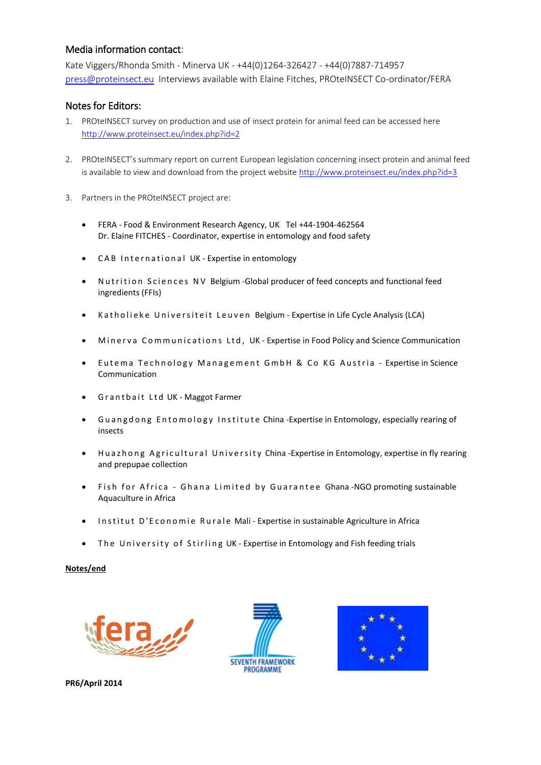## Media information contact:

Kate Viggers/Rhonda Smith - Minerva UK - +44(0)1264-326427 - +44(0)7887-714957
press@proteinsect.eu Interviews available with Elaine Fitches, PROteINSECT Co-ordinator/FERA

## Notes for Editors:

1. PROteINSECT survey on production and use of insect protein for animal feed can be accessed here http://www.proteinsect.eu/index.php?id=2

2. PROteINSECT's summary report on current European legislation concerning insect protein and animal feed is available to view and download from the project website http://www.proteinsect.eu/index.php?id=3

3. Partners in the PROteINSECT project are:

   - FERA - Food & Environment Research Agency, UK Tel +44-1904-462564
     Dr. Elaine FITCHES - Coordinator, expertise in entomology and food safety
   - CAB International UK - Expertise in entomology
   - Nutrition Sciences NV Belgium -Global producer of feed concepts and functional feed ingredients (FFIs)
   - Katholieke Universiteit Leuven Belgium - Expertise in Life Cycle Analysis (LCA)
   - Minerva Communications Ltd, UK - Expertise in Food Policy and Science Communication
   - Eutema Technology Management GmbH & Co KG Austria - Expertise in Science Communication
   - Grantbait Ltd UK - Maggot Farmer
   - Guangdong Entomology Institute China -Expertise in Entomology, especially rearing of insects
   - Huazhong Agricultural University China -Expertise in Entomology, expertise in fly rearing and prepupae collection
   - Fish for Africa - Ghana Limited by Guarantee Ghana -NGO promoting sustainable Aquaculture in Africa
   - Institut D'Economie Rurale Mali - Expertise in sustainable Agriculture in Africa
   - The University of Stirling UK - Expertise in Entomology and Fish feeding trials

**Notes/end**

fera

SEVENTH FRAMEWORK PROGRAMME

**PR6/April 2014**